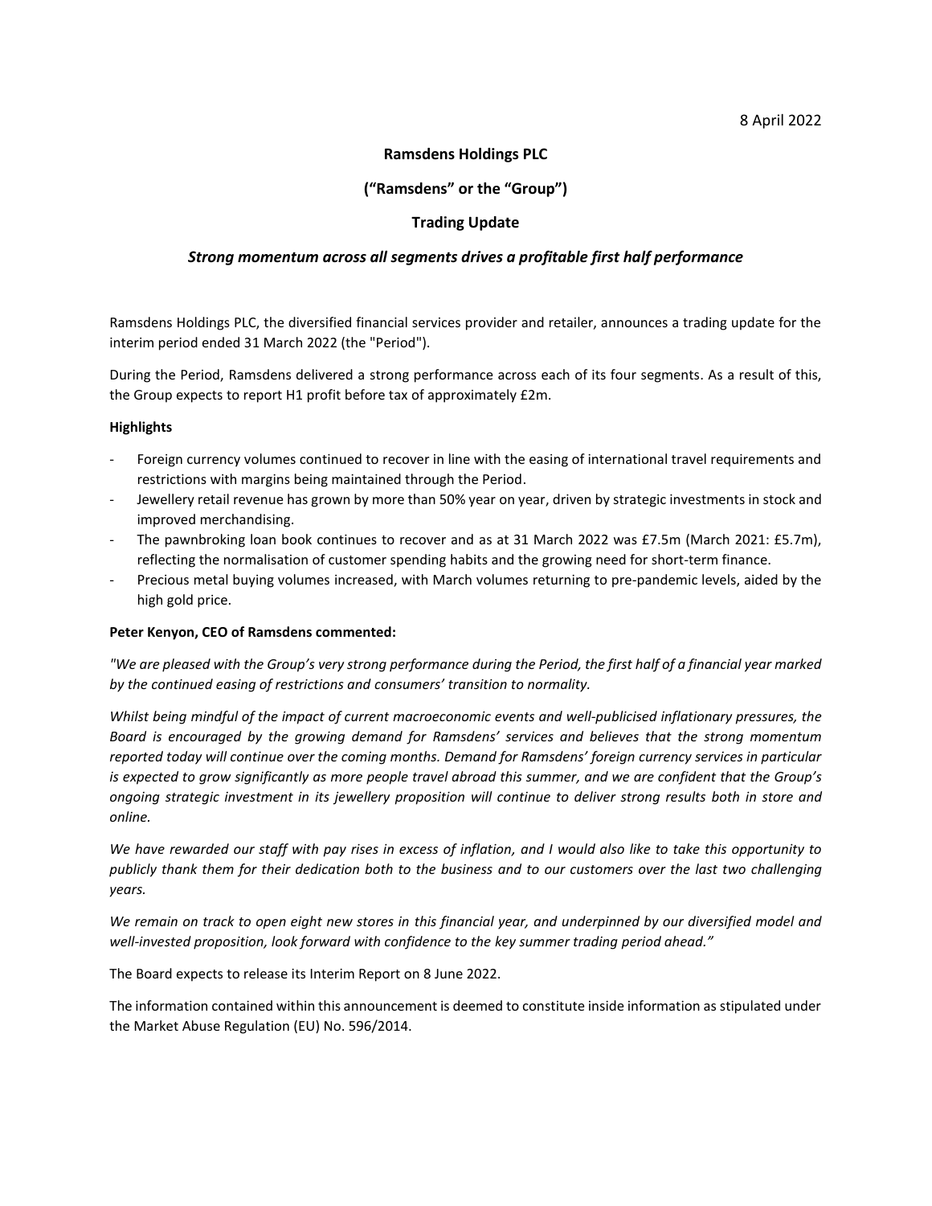8 April 2022

**Ramsdens Holdings PLC**

**("Ramsdens" or the "Group")**

**Trading Update**

***Strong momentum across all segments drives a profitable first half performance***

Ramsdens Holdings PLC, the diversified financial services provider and retailer, announces a trading update for the interim period ended 31 March 2022 (the "Period").

During the Period, Ramsdens delivered a strong performance across each of its four segments. As a result of this, the Group expects to report H1 profit before tax of approximately £2m.

**Highlights**

- Foreign currency volumes continued to recover in line with the easing of international travel requirements and restrictions with margins being maintained through the Period.
- Jewellery retail revenue has grown by more than 50% year on year, driven by strategic investments in stock and improved merchandising.
- The pawnbroking loan book continues to recover and as at 31 March 2022 was £7.5m (March 2021: £5.7m), reflecting the normalisation of customer spending habits and the growing need for short-term finance.
- Precious metal buying volumes increased, with March volumes returning to pre-pandemic levels, aided by the high gold price.

**Peter Kenyon, CEO of Ramsdens commented:**

*"We are pleased with the Group's very strong performance during the Period, the first half of a financial year marked by the continued easing of restrictions and consumers' transition to normality.*

*Whilst being mindful of the impact of current macroeconomic events and well-publicised inflationary pressures, the Board is encouraged by the growing demand for Ramsdens' services and believes that the strong momentum reported today will continue over the coming months. Demand for Ramsdens' foreign currency services in particular is expected to grow significantly as more people travel abroad this summer, and we are confident that the Group's ongoing strategic investment in its jewellery proposition will continue to deliver strong results both in store and online.*

*We have rewarded our staff with pay rises in excess of inflation, and I would also like to take this opportunity to publicly thank them for their dedication both to the business and to our customers over the last two challenging years.*

*We remain on track to open eight new stores in this financial year, and underpinned by our diversified model and well-invested proposition, look forward with confidence to the key summer trading period ahead."*

The Board expects to release its Interim Report on 8 June 2022.

The information contained within this announcement is deemed to constitute inside information as stipulated under the Market Abuse Regulation (EU) No. 596/2014.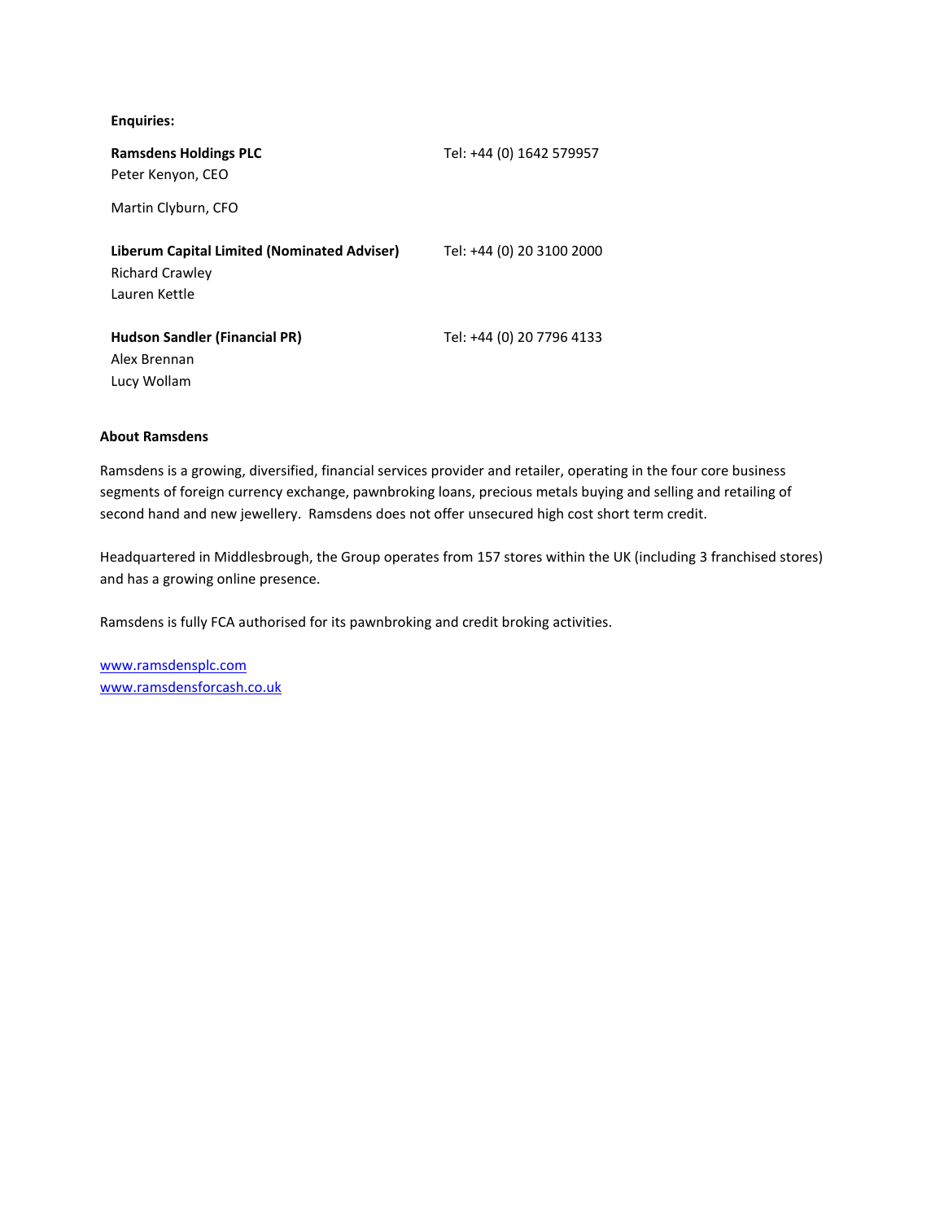**Enquiries:**

| | |
|---|---|
| **Ramsdens Holdings PLC** | Tel: +44 (0) 1642 579957 |
| Peter Kenyon, CEO | |
| Martin Clyburn, CFO | |
| **Liberum Capital Limited (Nominated Adviser)** | Tel: +44 (0) 20 3100 2000 |
| Richard Crawley | |
| Lauren Kettle | |
| **Hudson Sandler (Financial PR)** | Tel: +44 (0) 20 7796 4133 |
| Alex Brennan | |
| Lucy Wollam | |

**About Ramsdens**

Ramsdens is a growing, diversified, financial services provider and retailer, operating in the four core business segments of foreign currency exchange, pawnbroking loans, precious metals buying and selling and retailing of second hand and new jewellery. Ramsdens does not offer unsecured high cost short term credit.

Headquartered in Middlesbrough, the Group operates from 157 stores within the UK (including 3 franchised stores) and has a growing online presence.

Ramsdens is fully FCA authorised for its pawnbroking and credit broking activities.

www.ramsdensplc.com
www.ramsdensforcash.co.uk